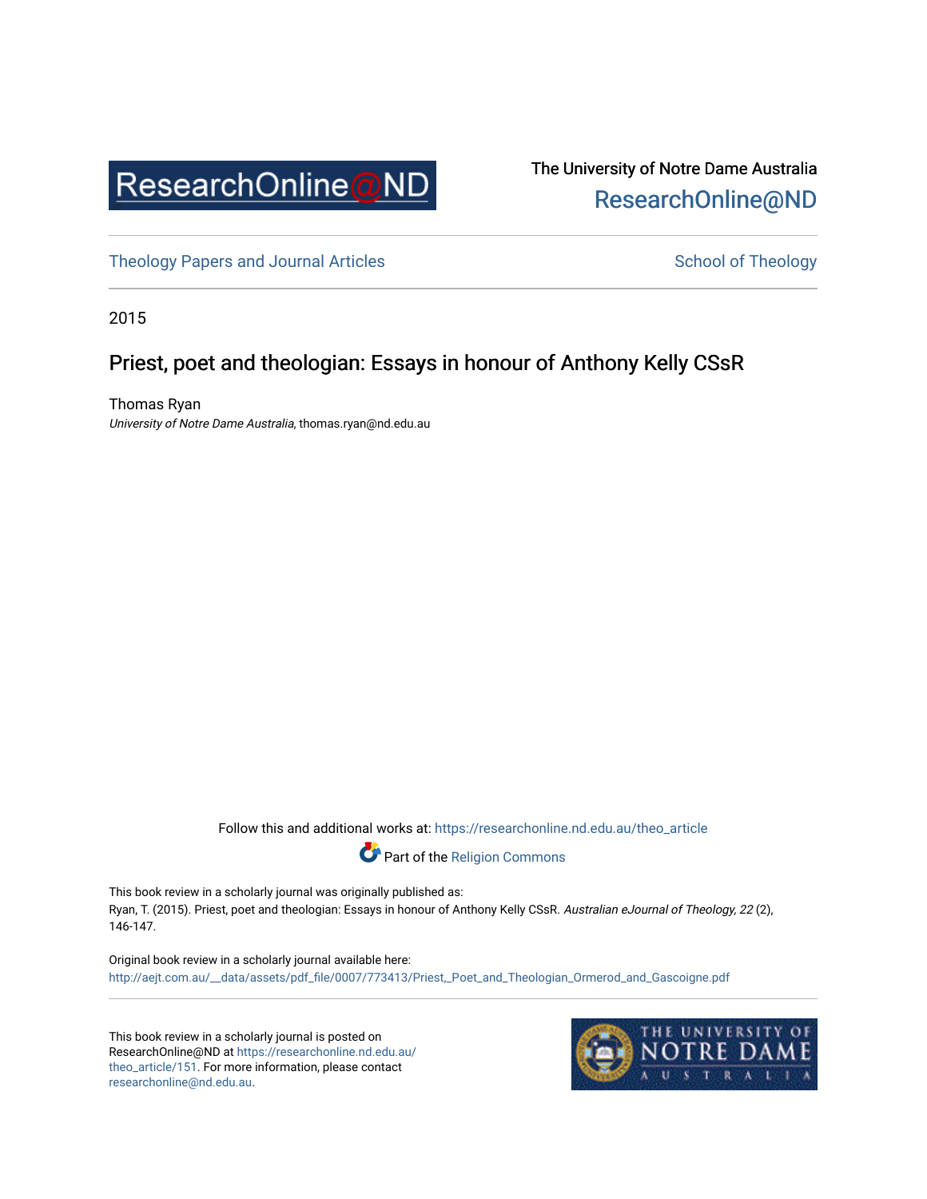The University of Notre Dame Australia
ResearchOnline@ND

Theology Papers and Journal Articles

School of Theology

2015

# Priest, poet and theologian: Essays in honour of Anthony Kelly CSsR

Thomas Ryan
*University of Notre Dame Australia*, thomas.ryan@nd.edu.au

Follow this and additional works at: https://researchonline.nd.edu.au/theo_article

Part of the Religion Commons

This book review in a scholarly journal was originally published as:
Ryan, T. (2015). Priest, poet and theologian: Essays in honour of Anthony Kelly CSsR. *Australian eJournal of Theology, 22* (2), 146-147.

Original book review in a scholarly journal available here:
http://aejt.com.au/__data/assets/pdf_file/0007/773413/Priest,_Poet_and_Theologian_Ormerod_and_Gascoigne.pdf

This book review in a scholarly journal is posted on ResearchOnline@ND at https://researchonline.nd.edu.au/theo_article/151. For more information, please contact researchonline@nd.edu.au.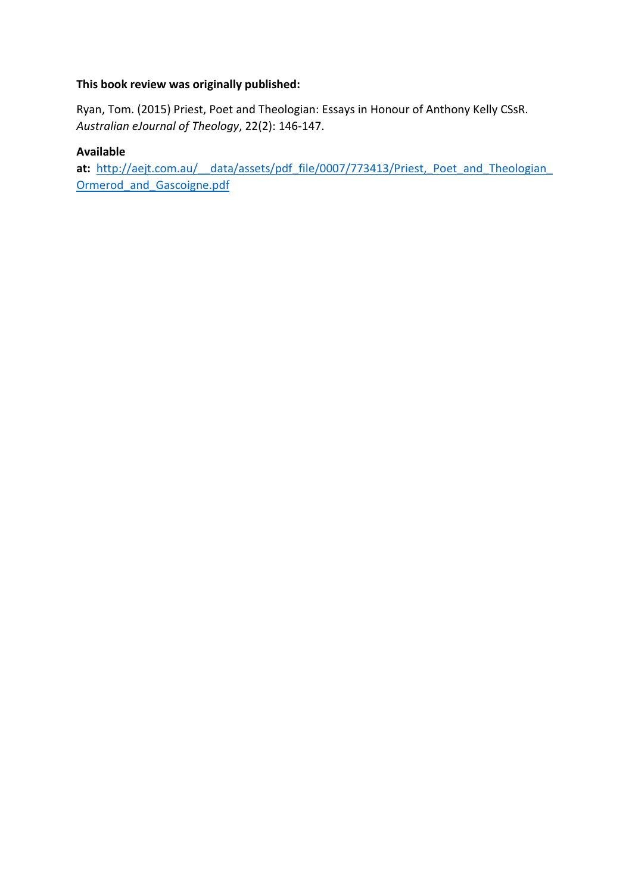**This book review was originally published:**

Ryan, Tom. (2015) Priest, Poet and Theologian: Essays in Honour of Anthony Kelly CSsR. *Australian eJournal of Theology*, 22(2): 146-147.

**Available at:** [http://aejt.com.au/__data/assets/pdf_file/0007/773413/Priest,_Poet_and_Theologian_Ormerod_and_Gascoigne.pdf](http://aejt.com.au/__data/assets/pdf_file/0007/773413/Priest,_Poet_and_Theologian_Ormerod_and_Gascoigne.pdf)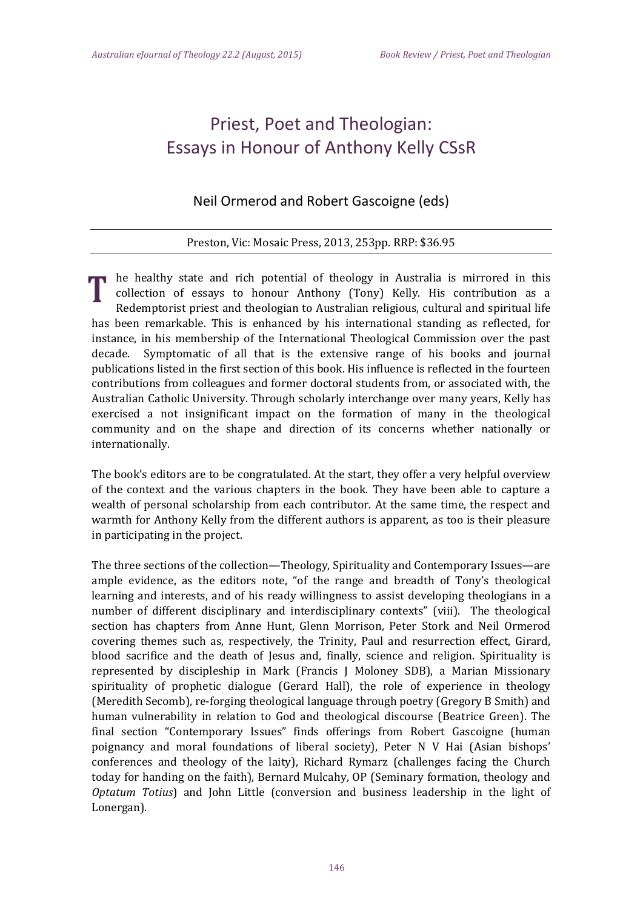# Priest, Poet and Theologian: Essays in Honour of Anthony Kelly CSsR

## Neil Ormerod and Robert Gascoigne (eds)

Preston, Vic: Mosaic Press, 2013, 253pp. RRP: $36.95

The healthy state and rich potential of theology in Australia is mirrored in this collection of essays to honour Anthony (Tony) Kelly. His contribution as a Redemptorist priest and theologian to Australian religious, cultural and spiritual life has been remarkable. This is enhanced by his international standing as reflected, for instance, in his membership of the International Theological Commission over the past decade. Symptomatic of all that is the extensive range of his books and journal publications listed in the first section of this book. His influence is reflected in the fourteen contributions from colleagues and former doctoral students from, or associated with, the Australian Catholic University. Through scholarly interchange over many years, Kelly has exercised a not insignificant impact on the formation of many in the theological community and on the shape and direction of its concerns whether nationally or internationally.

The book's editors are to be congratulated. At the start, they offer a very helpful overview of the context and the various chapters in the book. They have been able to capture a wealth of personal scholarship from each contributor. At the same time, the respect and warmth for Anthony Kelly from the different authors is apparent, as too is their pleasure in participating in the project.

The three sections of the collection—Theology, Spirituality and Contemporary Issues—are ample evidence, as the editors note, "of the range and breadth of Tony's theological learning and interests, and of his ready willingness to assist developing theologians in a number of different disciplinary and interdisciplinary contexts" (viii). The theological section has chapters from Anne Hunt, Glenn Morrison, Peter Stork and Neil Ormerod covering themes such as, respectively, the Trinity, Paul and resurrection effect, Girard, blood sacrifice and the death of Jesus and, finally, science and religion. Spirituality is represented by discipleship in Mark (Francis J Moloney SDB), a Marian Missionary spirituality of prophetic dialogue (Gerard Hall), the role of experience in theology (Meredith Secomb), re-forging theological language through poetry (Gregory B Smith) and human vulnerability in relation to God and theological discourse (Beatrice Green). The final section "Contemporary Issues" finds offerings from Robert Gascoigne (human poignancy and moral foundations of liberal society), Peter N V Hai (Asian bishops' conferences and theology of the laity), Richard Rymarz (challenges facing the Church today for handing on the faith), Bernard Mulcahy, OP (Seminary formation, theology and *Optatum Totius*) and John Little (conversion and business leadership in the light of Lonergan).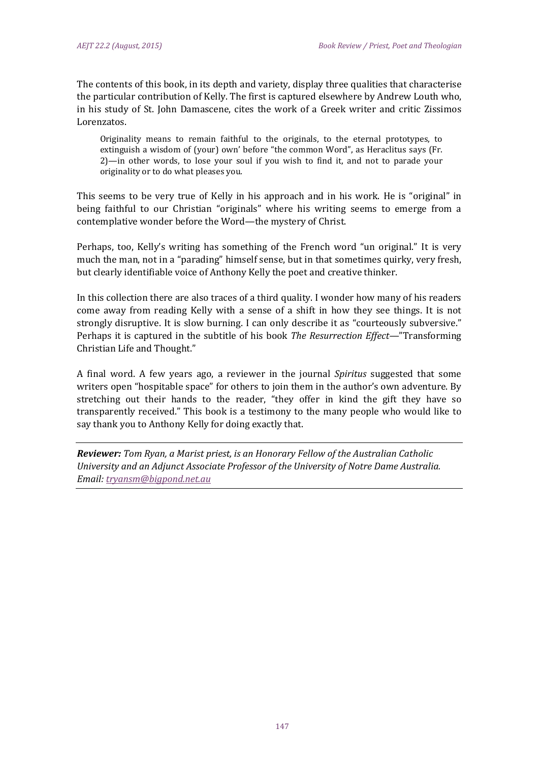The contents of this book, in its depth and variety, display three qualities that characterise the particular contribution of Kelly. The first is captured elsewhere by Andrew Louth who, in his study of St. John Damascene, cites the work of a Greek writer and critic Zissimos Lorenzatos.

> Originality means to remain faithful to the originals, to the eternal prototypes, to extinguish a wisdom of (your) own' before "the common Word", as Heraclitus says (Fr. 2)—in other words, to lose your soul if you wish to find it, and not to parade your originality or to do what pleases you.

This seems to be very true of Kelly in his approach and in his work. He is "original" in being faithful to our Christian "originals" where his writing seems to emerge from a contemplative wonder before the Word—the mystery of Christ.

Perhaps, too, Kelly's writing has something of the French word "un original." It is very much the man, not in a "parading" himself sense, but in that sometimes quirky, very fresh, but clearly identifiable voice of Anthony Kelly the poet and creative thinker.

In this collection there are also traces of a third quality. I wonder how many of his readers come away from reading Kelly with a sense of a shift in how they see things. It is not strongly disruptive. It is slow burning. I can only describe it as "courteously subversive." Perhaps it is captured in the subtitle of his book *The Resurrection Effect*—"Transforming Christian Life and Thought."

A final word. A few years ago, a reviewer in the journal *Spiritus* suggested that some writers open "hospitable space" for others to join them in the author's own adventure. By stretching out their hands to the reader, "they offer in kind the gift they have so transparently received." This book is a testimony to the many people who would like to say thank you to Anthony Kelly for doing exactly that.

---

***Reviewer:*** *Tom Ryan, a Marist priest, is an Honorary Fellow of the Australian Catholic University and an Adjunct Associate Professor of the University of Notre Dame Australia. Email: tryansm@bigpond.net.au*

---